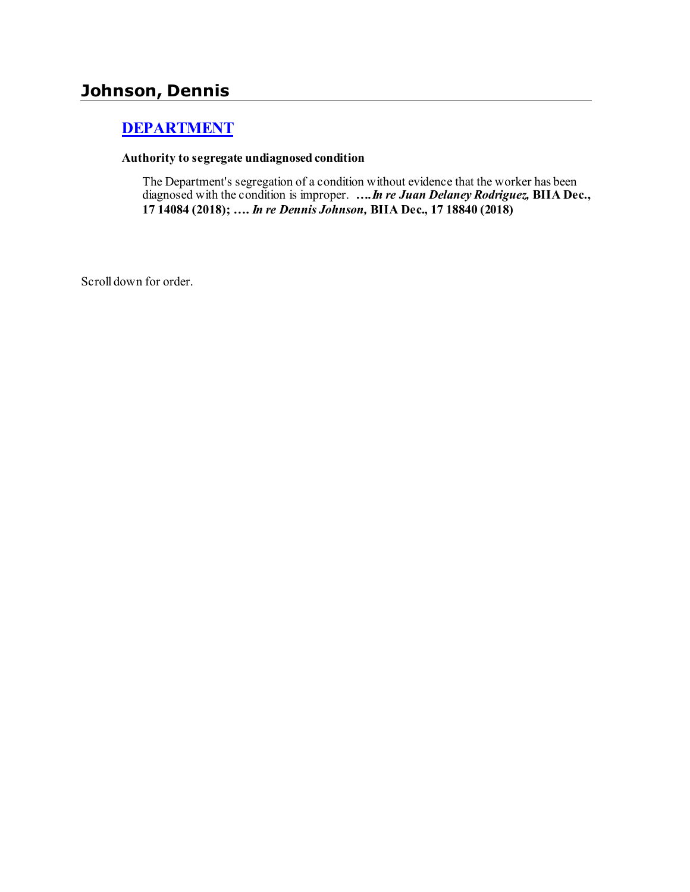## Johnson, Dennis

### [DEPARTMENT]

**Authority to segregate undiagnosed condition**

> The Department's segregation of a condition without evidence that the worker has been diagnosed with the condition is improper. **….*In re Juan Delaney Rodriguez,* BIIA Dec., 17 14084 (2018); …. *In re Dennis Johnson,* BIIA Dec., 17 18840 (2018)**

Scroll down for order.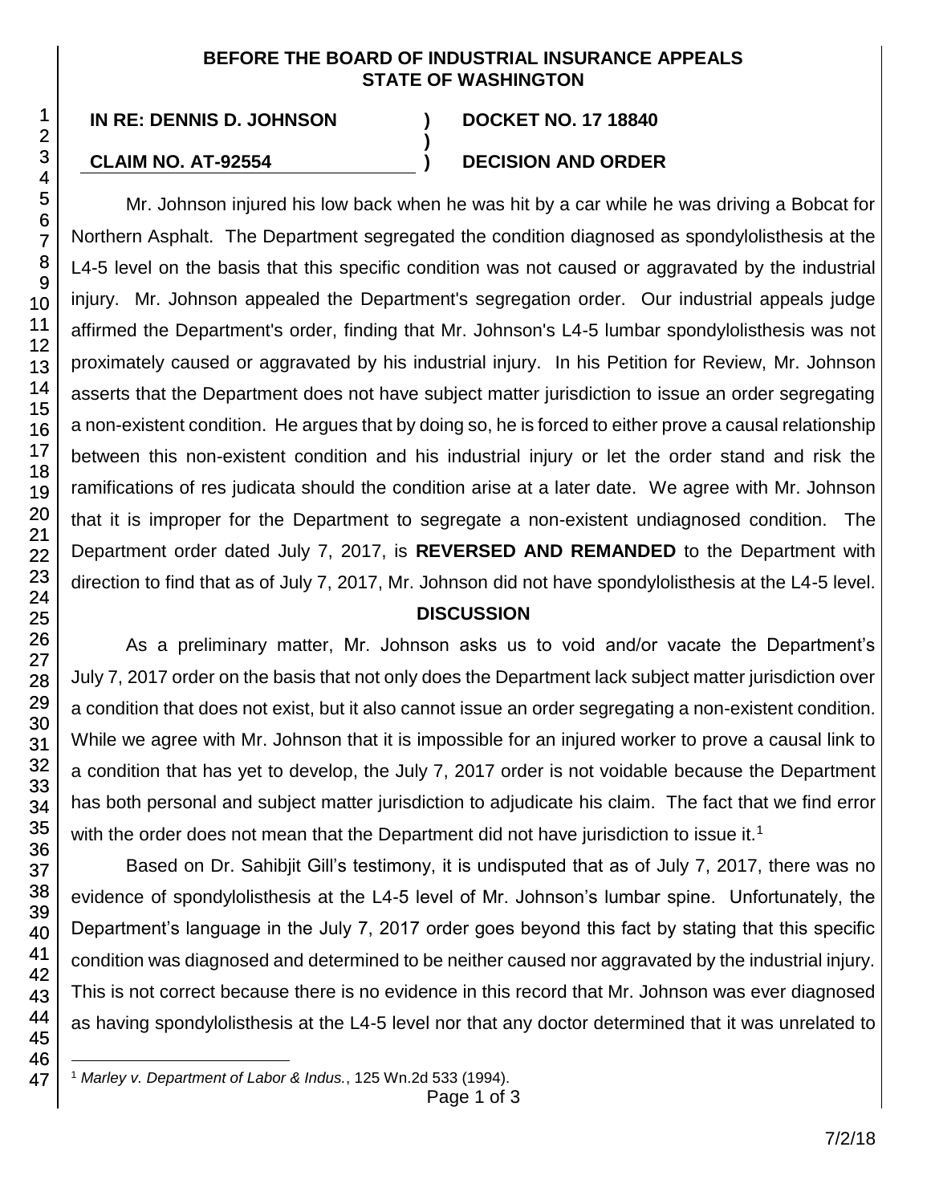**BEFORE THE BOARD OF INDUSTRIAL INSURANCE APPEALS**
**STATE OF WASHINGTON**

| | | |
|---|---|---|
| **IN RE: DENNIS D. JOHNSON** | **)** | **DOCKET NO. 17 18840** |
| | **)** | |
| **CLAIM NO. AT-92554** | **)** | **DECISION AND ORDER** |

Mr. Johnson injured his low back when he was hit by a car while he was driving a Bobcat for Northern Asphalt. The Department segregated the condition diagnosed as spondylolisthesis at the L4-5 level on the basis that this specific condition was not caused or aggravated by the industrial injury. Mr. Johnson appealed the Department's segregation order. Our industrial appeals judge affirmed the Department's order, finding that Mr. Johnson's L4-5 lumbar spondylolisthesis was not proximately caused or aggravated by his industrial injury. In his Petition for Review, Mr. Johnson asserts that the Department does not have subject matter jurisdiction to issue an order segregating a non-existent condition. He argues that by doing so, he is forced to either prove a causal relationship between this non-existent condition and his industrial injury or let the order stand and risk the ramifications of res judicata should the condition arise at a later date. We agree with Mr. Johnson that it is improper for the Department to segregate a non-existent undiagnosed condition. The Department order dated July 7, 2017, is **REVERSED AND REMANDED** to the Department with direction to find that as of July 7, 2017, Mr. Johnson did not have spondylolisthesis at the L4-5 level.

## DISCUSSION

As a preliminary matter, Mr. Johnson asks us to void and/or vacate the Department's July 7, 2017 order on the basis that not only does the Department lack subject matter jurisdiction over a condition that does not exist, but it also cannot issue an order segregating a non-existent condition. While we agree with Mr. Johnson that it is impossible for an injured worker to prove a causal link to a condition that has yet to develop, the July 7, 2017 order is not voidable because the Department has both personal and subject matter jurisdiction to adjudicate his claim. The fact that we find error with the order does not mean that the Department did not have jurisdiction to issue it.[1]

Based on Dr. Sahibjit Gill's testimony, it is undisputed that as of July 7, 2017, there was no evidence of spondylolisthesis at the L4-5 level of Mr. Johnson's lumbar spine. Unfortunately, the Department's language in the July 7, 2017 order goes beyond this fact by stating that this specific condition was diagnosed and determined to be neither caused nor aggravated by the industrial injury. This is not correct because there is no evidence in this record that Mr. Johnson was ever diagnosed as having spondylolisthesis at the L4-5 level nor that any doctor determined that it was unrelated to

[1] *Marley v. Department of Labor & Indus.*, 125 Wn.2d 533 (1994).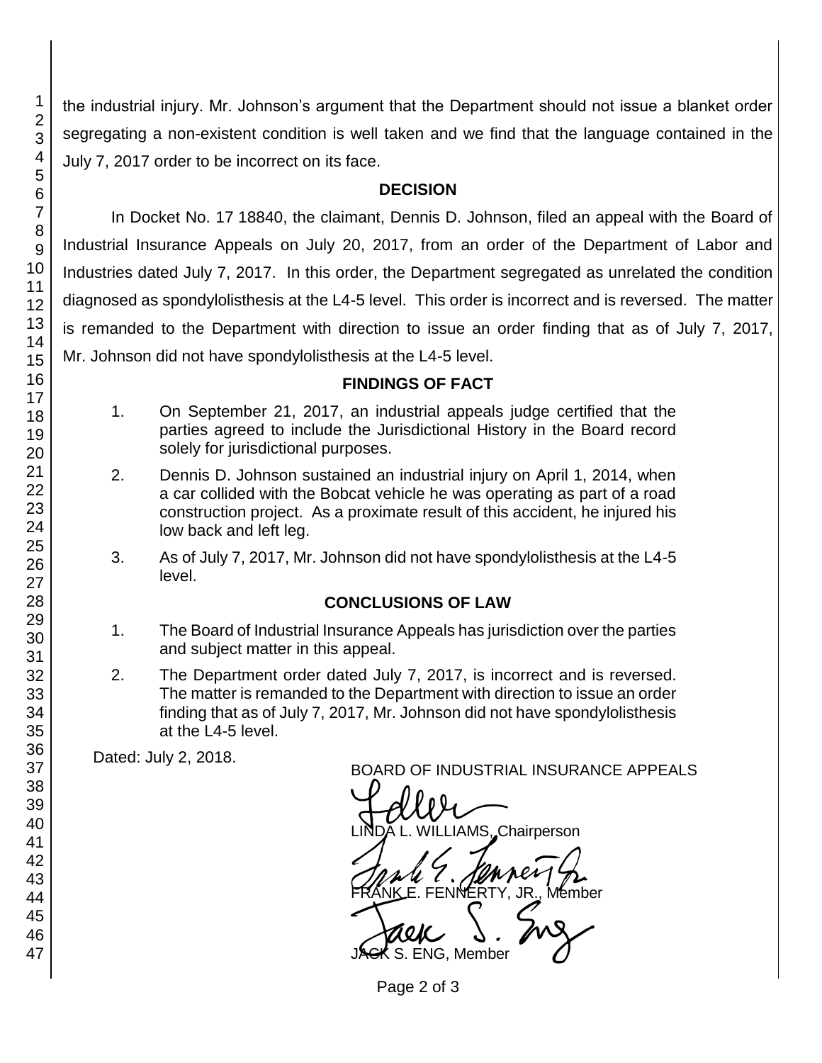the industrial injury. Mr. Johnson's argument that the Department should not issue a blanket order segregating a non-existent condition is well taken and we find that the language contained in the July 7, 2017 order to be incorrect on its face.

## DECISION

In Docket No. 17 18840, the claimant, Dennis D. Johnson, filed an appeal with the Board of Industrial Insurance Appeals on July 20, 2017, from an order of the Department of Labor and Industries dated July 7, 2017. In this order, the Department segregated as unrelated the condition diagnosed as spondylolisthesis at the L4-5 level. This order is incorrect and is reversed. The matter is remanded to the Department with direction to issue an order finding that as of July 7, 2017, Mr. Johnson did not have spondylolisthesis at the L4-5 level.

## FINDINGS OF FACT

1. On September 21, 2017, an industrial appeals judge certified that the parties agreed to include the Jurisdictional History in the Board record solely for jurisdictional purposes.

2. Dennis D. Johnson sustained an industrial injury on April 1, 2014, when a car collided with the Bobcat vehicle he was operating as part of a road construction project. As a proximate result of this accident, he injured his low back and left leg.

3. As of July 7, 2017, Mr. Johnson did not have spondylolisthesis at the L4-5 level.

## CONCLUSIONS OF LAW

1. The Board of Industrial Insurance Appeals has jurisdiction over the parties and subject matter in this appeal.

2. The Department order dated July 7, 2017, is incorrect and is reversed. The matter is remanded to the Department with direction to issue an order finding that as of July 7, 2017, Mr. Johnson did not have spondylolisthesis at the L4-5 level.

Dated: July 2, 2018.

BOARD OF INDUSTRIAL INSURANCE APPEALS

LINDA L. WILLIAMS, Chairperson

FRANK E. FENNERTY, JR., Member

JACK S. ENG, Member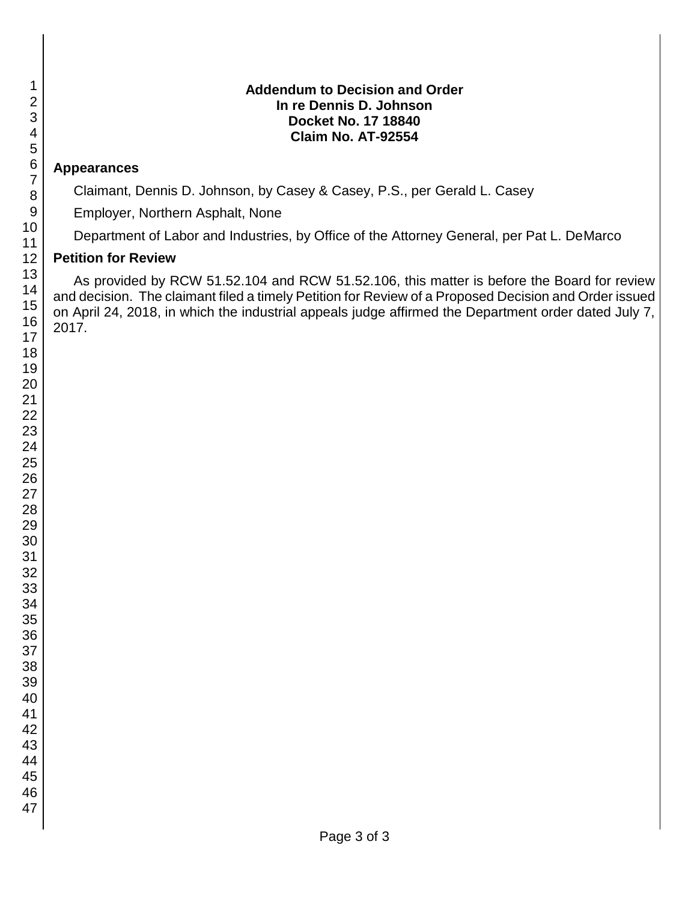**Addendum to Decision and Order**
**In re Dennis D. Johnson**
**Docket No. 17 18840**
**Claim No. AT-92554**

## Appearances

Claimant, Dennis D. Johnson, by Casey & Casey, P.S., per Gerald L. Casey

Employer, Northern Asphalt, None

Department of Labor and Industries, by Office of the Attorney General, per Pat L. DeMarco

## Petition for Review

As provided by RCW 51.52.104 and RCW 51.52.106, this matter is before the Board for review and decision. The claimant filed a timely Petition for Review of a Proposed Decision and Order issued on April 24, 2018, in which the industrial appeals judge affirmed the Department order dated July 7, 2017.